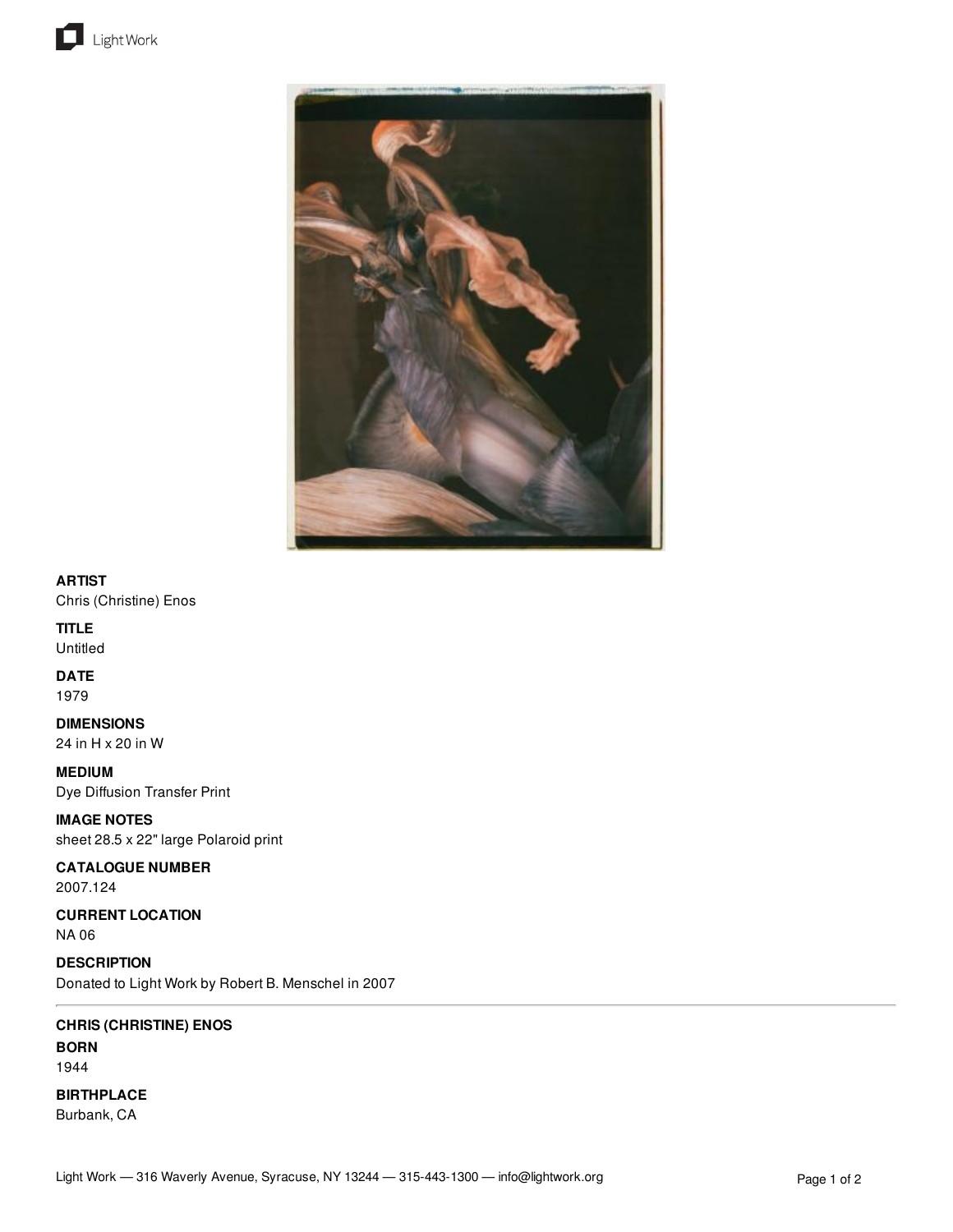**ARTIST**
Chris (Christine) Enos

**TITLE**
Untitled

**DATE**
1979

**DIMENSIONS**
24 in H x 20 in W

**MEDIUM**
Dye Diffusion Transfer Print

**IMAGE NOTES**
sheet 28.5 x 22" large Polaroid print

**CATALOGUE NUMBER**
2007.124

**CURRENT LOCATION**
NA 06

**DESCRIPTION**
Donated to Light Work by Robert B. Menschel in 2007

---

**CHRIS (CHRISTINE) ENOS**

**BORN**
1944

**BIRTHPLACE**
Burbank, CA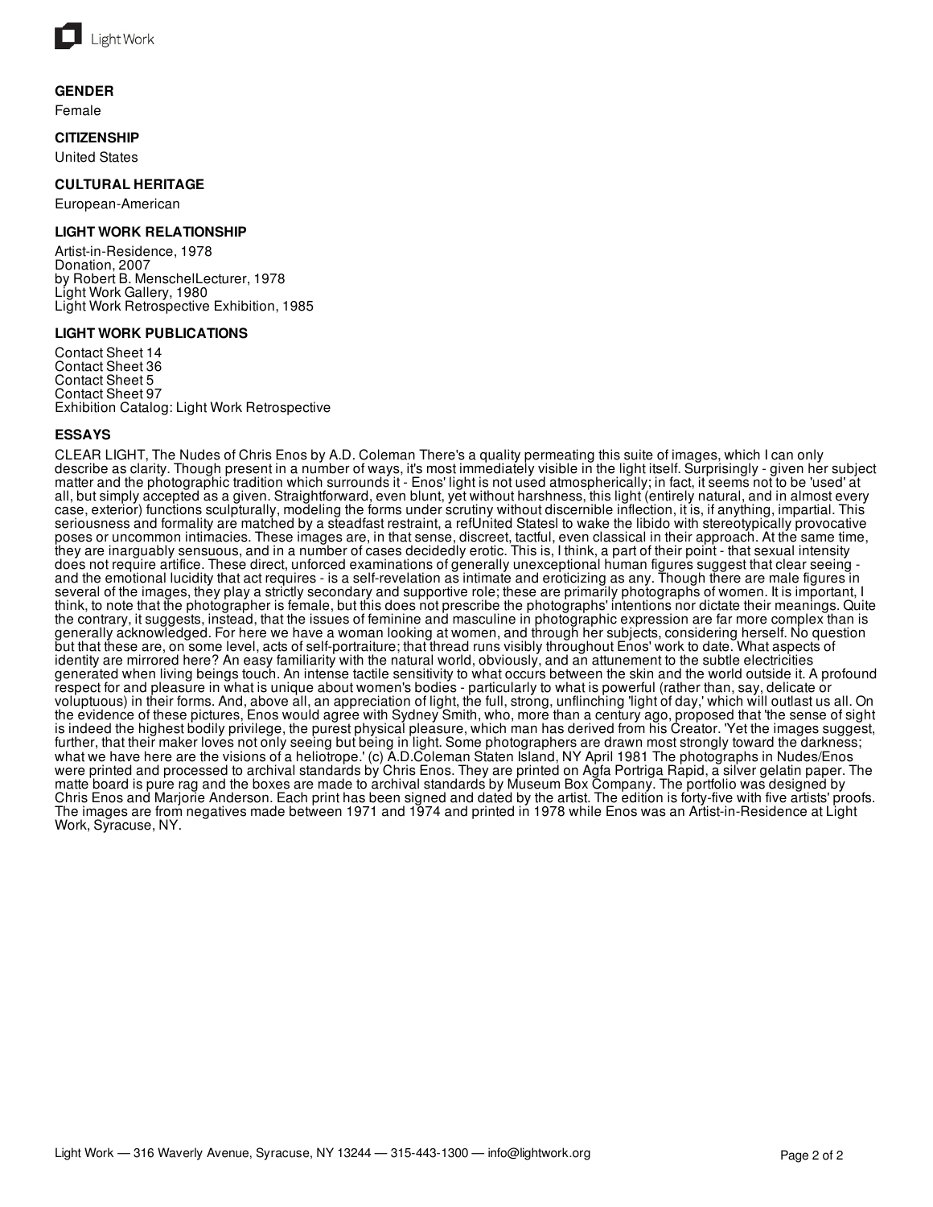**GENDER**

Female

**CITIZENSHIP**

United States

**CULTURAL HERITAGE**

European-American

**LIGHT WORK RELATIONSHIP**

Artist-in-Residence, 1978
Donation, 2007
by Robert B. MenschelLecturer, 1978
Light Work Gallery, 1980
Light Work Retrospective Exhibition, 1985

**LIGHT WORK PUBLICATIONS**

Contact Sheet 14
Contact Sheet 36
Contact Sheet 5
Contact Sheet 97
Exhibition Catalog: Light Work Retrospective

**ESSAYS**

CLEAR LIGHT, The Nudes of Chris Enos by A.D. Coleman There's a quality permeating this suite of images, which I can only describe as clarity. Though present in a number of ways, it's most immediately visible in the light itself. Surprisingly - given her subject matter and the photographic tradition which surrounds it - Enos' light is not used atmospherically; in fact, it seems not to be 'used' at all, but simply accepted as a given. Straightforward, even blunt, yet without harshness, this light (entirely natural, and in almost every case, exterior) functions sculpturally, modeling the forms under scrutiny without discernible inflection, it is, if anything, impartial. This seriousness and formality are matched by a steadfast restraint, a refUnited Statesl to wake the libido with stereotypically provocative poses or uncommon intimacies. These images are, in that sense, discreet, tactful, even classical in their approach. At the same time, they are inarguably sensuous, and in a number of cases decidedly erotic. This is, I think, a part of their point - that sexual intensity does not require artifice. These direct, unforced examinations of generally unexceptional human figures suggest that clear seeing - and the emotional lucidity that act requires - is a self-revelation as intimate and eroticizing as any. Though there are male figures in several of the images, they play a strictly secondary and supportive role; these are primarily photographs of women. It is important, I think, to note that the photographer is female, but this does not prescribe the photographs' intentions nor dictate their meanings. Quite the contrary, it suggests, instead, that the issues of feminine and masculine in photographic expression are far more complex than is generally acknowledged. For here we have a woman looking at women, and through her subjects, considering herself. No question but that these are, on some level, acts of self-portraiture; that thread runs visibly throughout Enos' work to date. What aspects of identity are mirrored here? An easy familiarity with the natural world, obviously, and an attunement to the subtle electricities generated when living beings touch. An intense tactile sensitivity to what occurs between the skin and the world outside it. A profound respect for and pleasure in what is unique about women's bodies - particularly to what is powerful (rather than, say, delicate or voluptuous) in their forms. And, above all, an appreciation of light, the full, strong, unflinching 'light of day,' which will outlast us all. On the evidence of these pictures, Enos would agree with Sydney Smith, who, more than a century ago, proposed that 'the sense of sight is indeed the highest bodily privilege, the purest physical pleasure, which man has derived from his Creator. 'Yet the images suggest, further, that their maker loves not only seeing but being in light. Some photographers are drawn most strongly toward the darkness; what we have here are the visions of a heliotrope.' (c) A.D.Coleman Staten Island, NY April 1981 The photographs in Nudes/Enos were printed and processed to archival standards by Chris Enos. They are printed on Agfa Portriga Rapid, a silver gelatin paper. The matte board is pure rag and the boxes are made to archival standards by Museum Box Company. The portfolio was designed by Chris Enos and Marjorie Anderson. Each print has been signed and dated by the artist. The edition is forty-five with five artists' proofs. The images are from negatives made between 1971 and 1974 and printed in 1978 while Enos was an Artist-in-Residence at Light Work, Syracuse, NY.